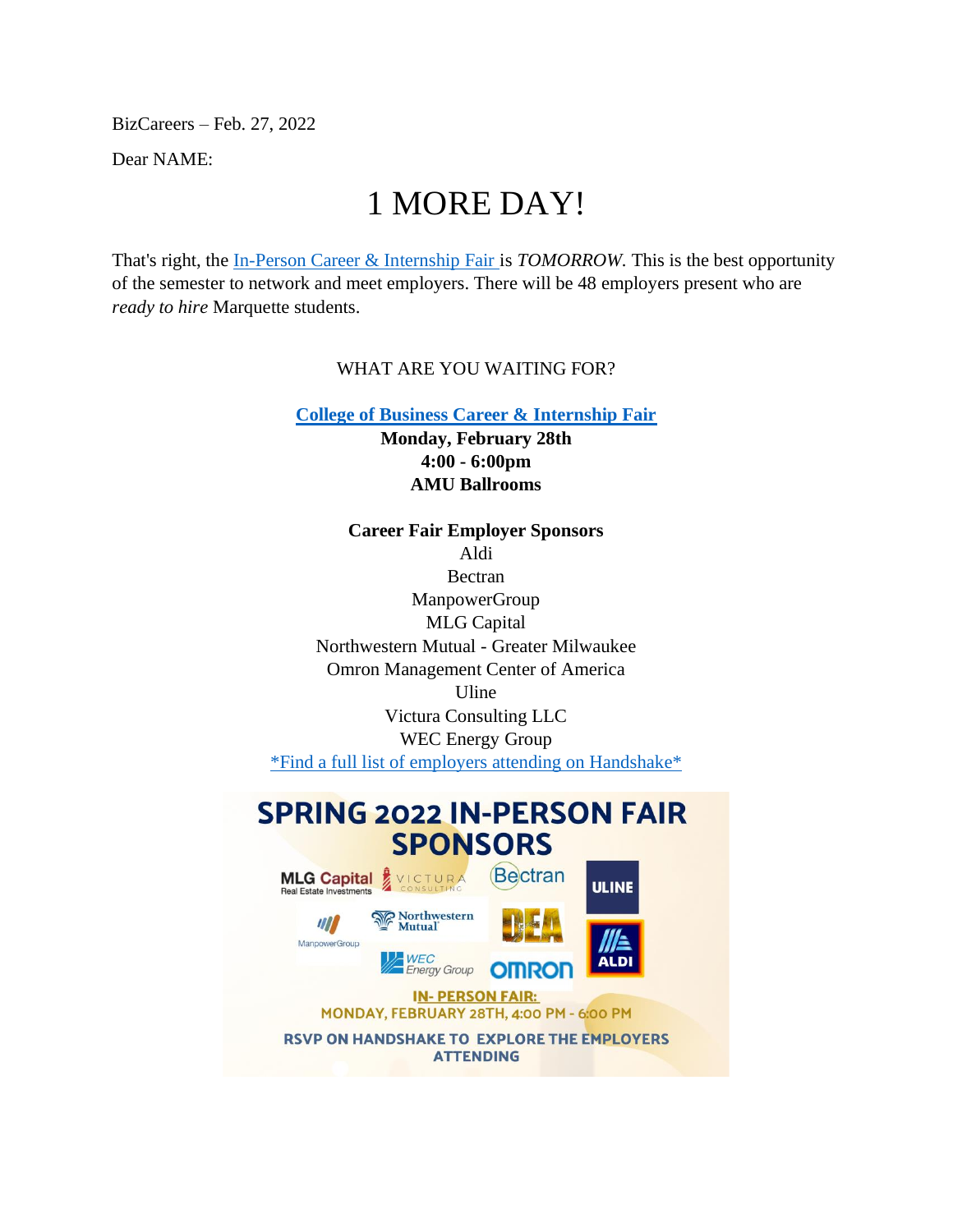BizCareers – Feb. 27, 2022

Dear NAME:

# 1 MORE DAY!

That's right, the In-Person Career & Internship Fair is *TOMORROW*. This is the best opportunity of the semester to network and meet employers. There will be 48 employers present who are *ready to hire* Marquette students.

WHAT ARE YOU WAITING FOR?

**College of Business Career & Internship Fair**
**Monday, February 28th**
**4:00 - 6:00pm**
**AMU Ballrooms**

**Career Fair Employer Sponsors**

Aldi
Bectran
ManpowerGroup
MLG Capital
Northwestern Mutual - Greater Milwaukee
Omron Management Center of America
Uline
Victura Consulting LLC
WEC Energy Group

*Find a full list of employers attending on Handshake*

SPRING 2022 IN-PERSON FAIR SPONSORS

MLG Capital Real Estate Investments, VICTURA CONSULTING, Bectran, ULINE, ManpowerGroup, Northwestern Mutual, DEA, ALDI, WEC Energy Group, OMRON

IN- PERSON FAIR:
MONDAY, FEBRUARY 28TH, 4:00 PM - 6:00 PM

RSVP ON HANDSHAKE TO EXPLORE THE EMPLOYERS ATTENDING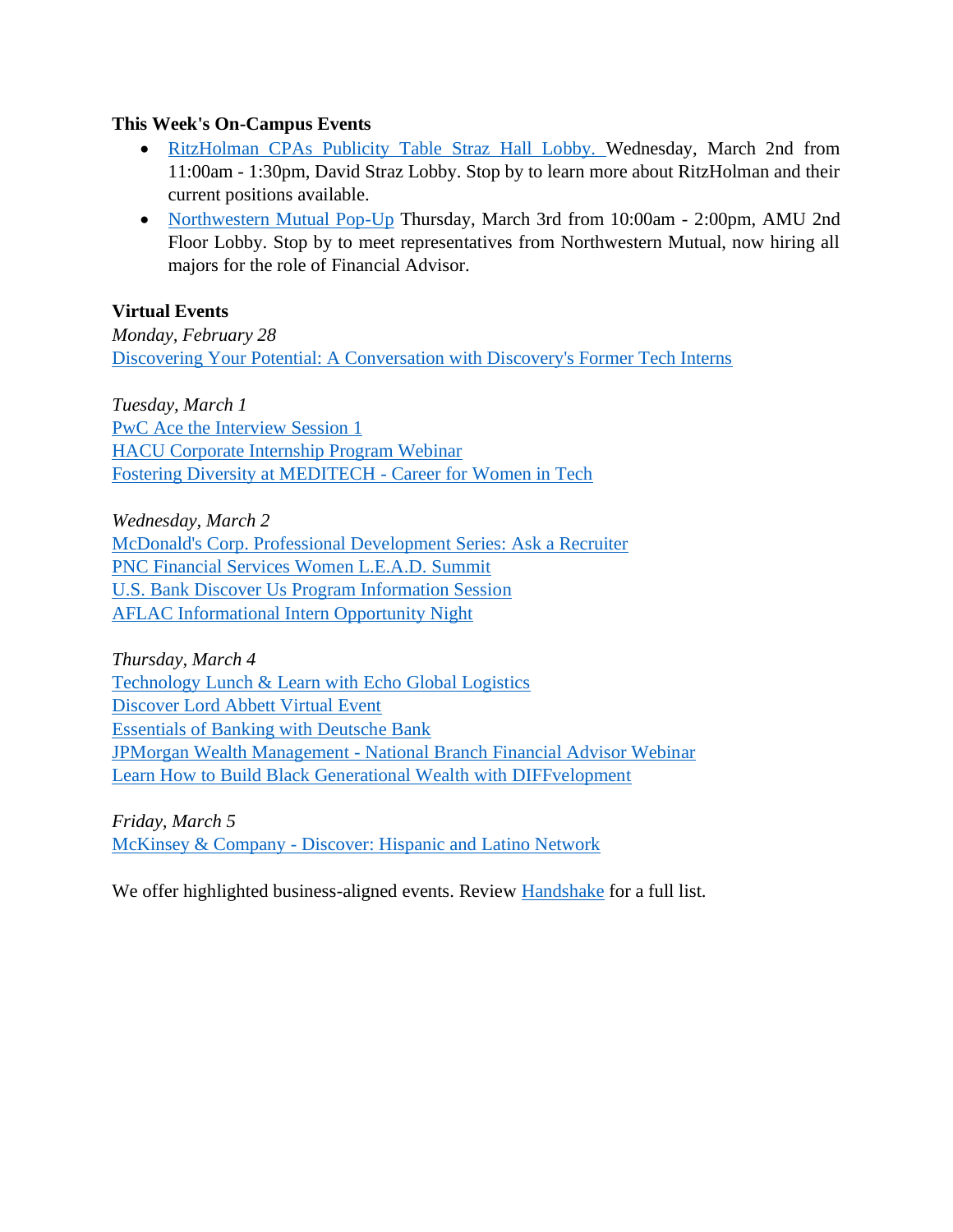**This Week's On-Campus Events**

- RitzHolman CPAs Publicity Table Straz Hall Lobby. Wednesday, March 2nd from 11:00am - 1:30pm, David Straz Lobby. Stop by to learn more about RitzHolman and their current positions available.
- Northwestern Mutual Pop-Up Thursday, March 3rd from 10:00am - 2:00pm, AMU 2nd Floor Lobby. Stop by to meet representatives from Northwestern Mutual, now hiring all majors for the role of Financial Advisor.

**Virtual Events**

*Monday, February 28*
Discovering Your Potential: A Conversation with Discovery's Former Tech Interns

*Tuesday, March 1*
PwC Ace the Interview Session 1
HACU Corporate Internship Program Webinar
Fostering Diversity at MEDITECH - Career for Women in Tech

*Wednesday, March 2*
McDonald's Corp. Professional Development Series: Ask a Recruiter
PNC Financial Services Women L.E.A.D. Summit
U.S. Bank Discover Us Program Information Session
AFLAC Informational Intern Opportunity Night

*Thursday, March 4*
Technology Lunch & Learn with Echo Global Logistics
Discover Lord Abbett Virtual Event
Essentials of Banking with Deutsche Bank
JPMorgan Wealth Management - National Branch Financial Advisor Webinar
Learn How to Build Black Generational Wealth with DIFFvelopment

*Friday, March 5*
McKinsey & Company - Discover: Hispanic and Latino Network

We offer highlighted business-aligned events. Review Handshake for a full list.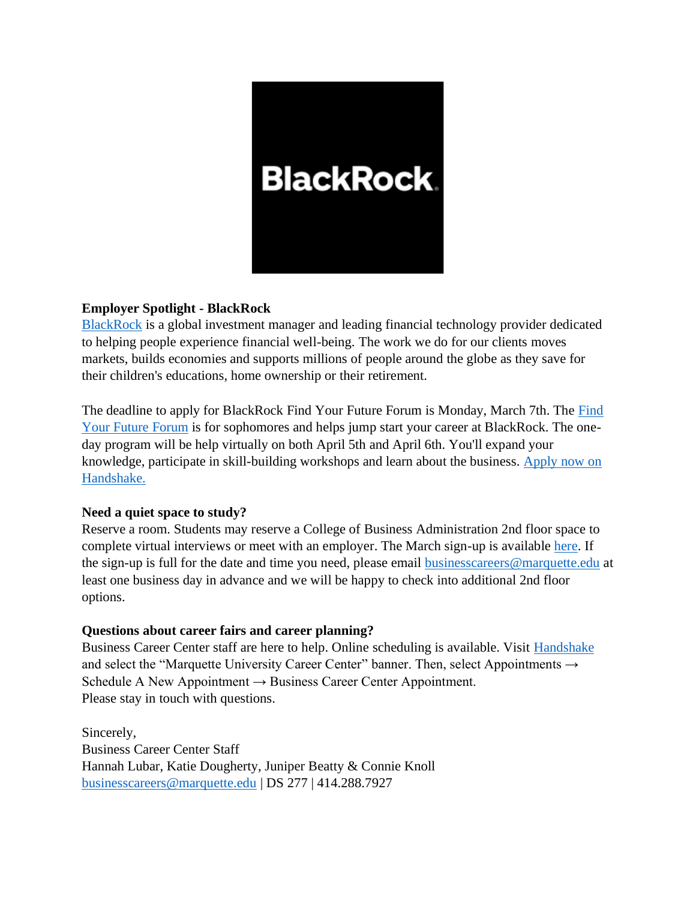**Employer Spotlight - BlackRock**
BlackRock is a global investment manager and leading financial technology provider dedicated to helping people experience financial well-being. The work we do for our clients moves markets, builds economies and supports millions of people around the globe as they save for their children's educations, home ownership or their retirement.

The deadline to apply for BlackRock Find Your Future Forum is Monday, March 7th. The Find Your Future Forum is for sophomores and helps jump start your career at BlackRock. The one-day program will be help virtually on both April 5th and April 6th. You'll expand your knowledge, participate in skill-building workshops and learn about the business. Apply now on Handshake.

**Need a quiet space to study?**
Reserve a room. Students may reserve a College of Business Administration 2nd floor space to complete virtual interviews or meet with an employer. The March sign-up is available here. If the sign-up is full for the date and time you need, please email businesscareers@marquette.edu at least one business day in advance and we will be happy to check into additional 2nd floor options.

**Questions about career fairs and career planning?**
Business Career Center staff are here to help. Online scheduling is available. Visit Handshake and select the "Marquette University Career Center" banner. Then, select Appointments → Schedule A New Appointment → Business Career Center Appointment.
Please stay in touch with questions.

Sincerely,
Business Career Center Staff
Hannah Lubar, Katie Dougherty, Juniper Beatty & Connie Knoll
businesscareers@marquette.edu | DS 277 | 414.288.7927